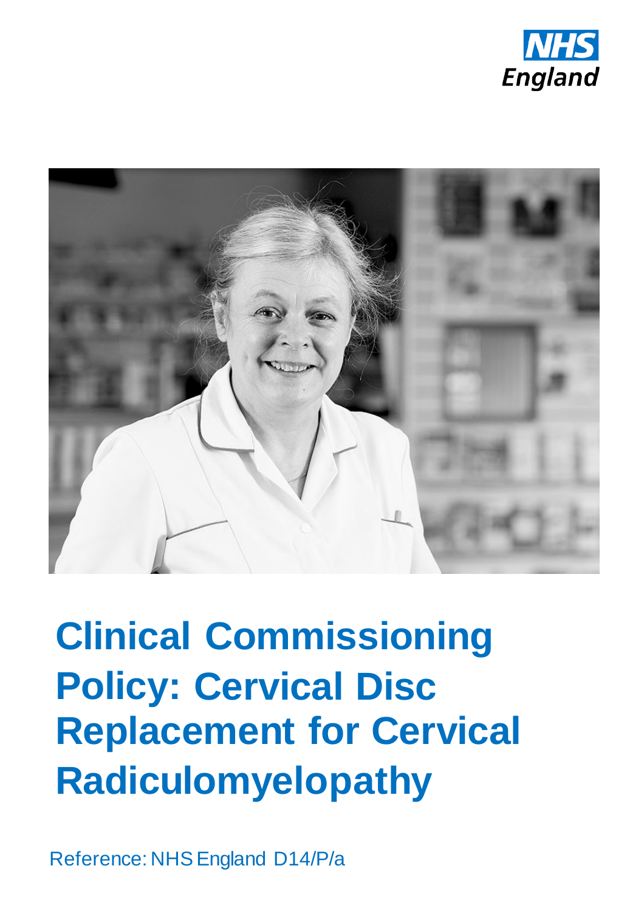NHS England

# Clinical Commissioning Policy: Cervical Disc Replacement for Cervical Radiculomyelopathy

Reference: NHS England D14/P/a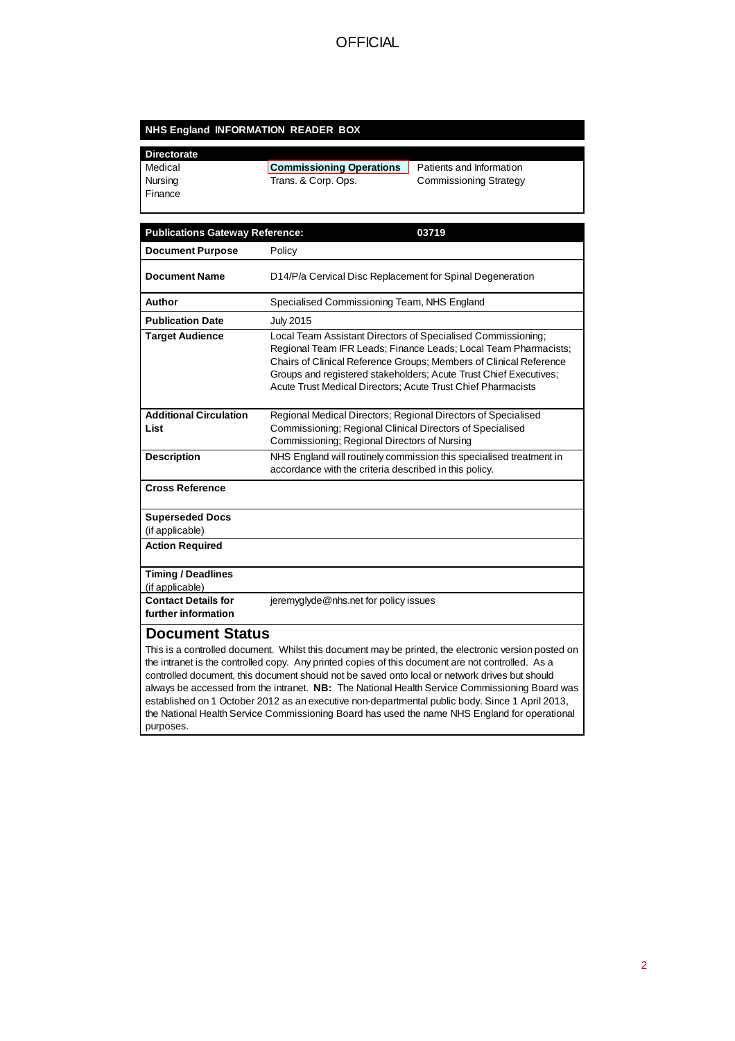OFFICIAL

**NHS England INFORMATION READER BOX**

| **Directorate** | | |
|---|---|---|
| Medical | **Commissioning Operations** | Patients and Information |
| Nursing | Trans. & Corp. Ops. | Commissioning Strategy |
| Finance | | |

| **Publications Gateway Reference:** | **03719** |
|---|---|
| **Document Purpose** | Policy |
| **Document Name** | D14/P/a Cervical Disc Replacement for Spinal Degeneration |
| **Author** | Specialised Commissioning Team, NHS England |
| **Publication Date** | July 2015 |
| **Target Audience** | Local Team Assistant Directors of Specialised Commissioning; Regional Team IFR Leads; Finance Leads; Local Team Pharmacists; Chairs of Clinical Reference Groups; Members of Clinical Reference Groups and registered stakeholders; Acute Trust Chief Executives; Acute Trust Medical Directors; Acute Trust Chief Pharmacists |
| **Additional Circulation List** | Regional Medical Directors; Regional Directors of Specialised Commissioning; Regional Clinical Directors of Specialised Commissioning; Regional Directors of Nursing |
| **Description** | NHS England will routinely commission this specialised treatment in accordance with the criteria described in this policy. |
| **Cross Reference** | |
| **Superseded Docs** (if applicable) | |
| **Action Required** | |
| **Timing / Deadlines** (if applicable) | |
| **Contact Details for further information** | jeremyglyde@nhs.net for policy issues |

## Document Status

This is a controlled document. Whilst this document may be printed, the electronic version posted on the intranet is the controlled copy. Any printed copies of this document are not controlled. As a controlled document, this document should not be saved onto local or network drives but should always be accessed from the intranet. **NB:** The National Health Service Commissioning Board was established on 1 October 2012 as an executive non-departmental public body. Since 1 April 2013, the National Health Service Commissioning Board has used the name NHS England for operational purposes.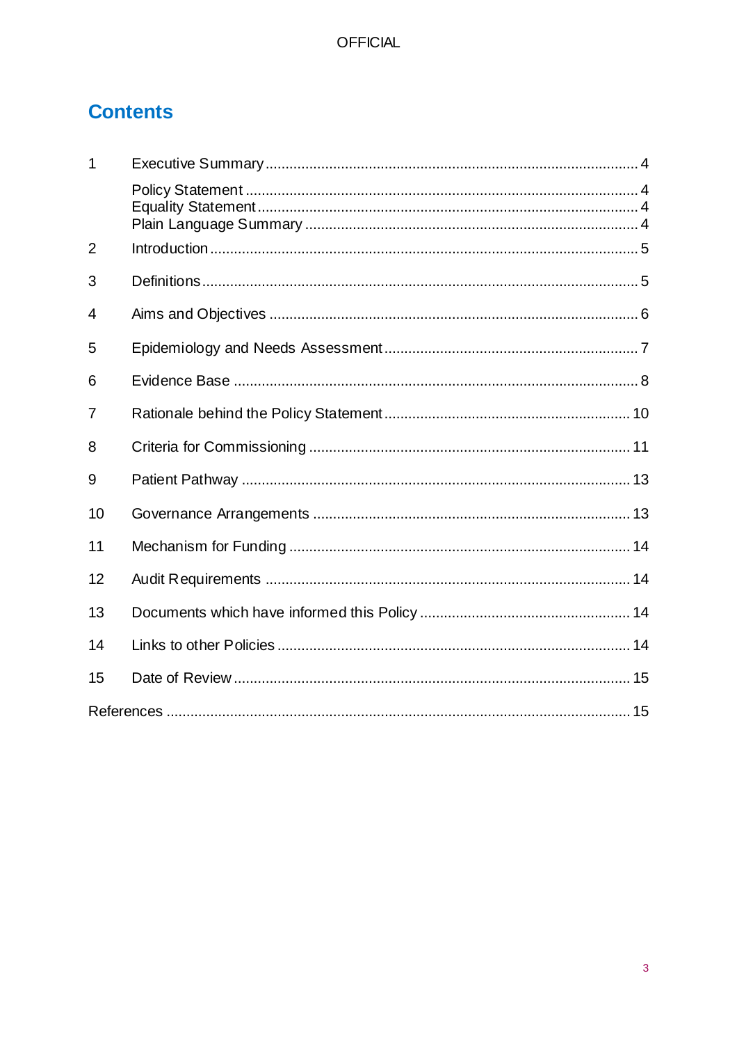# Contents

| | | |
|---|---|---|
| 1 | Executive Summary | 4 |
| | Policy Statement | 4 |
| | Equality Statement | 4 |
| | Plain Language Summary | 4 |
| 2 | Introduction | 5 |
| 3 | Definitions | 5 |
| 4 | Aims and Objectives | 6 |
| 5 | Epidemiology and Needs Assessment | 7 |
| 6 | Evidence Base | 8 |
| 7 | Rationale behind the Policy Statement | 10 |
| 8 | Criteria for Commissioning | 11 |
| 9 | Patient Pathway | 13 |
| 10 | Governance Arrangements | 13 |
| 11 | Mechanism for Funding | 14 |
| 12 | Audit Requirements | 14 |
| 13 | Documents which have informed this Policy | 14 |
| 14 | Links to other Policies | 14 |
| 15 | Date of Review | 15 |
| References | | 15 |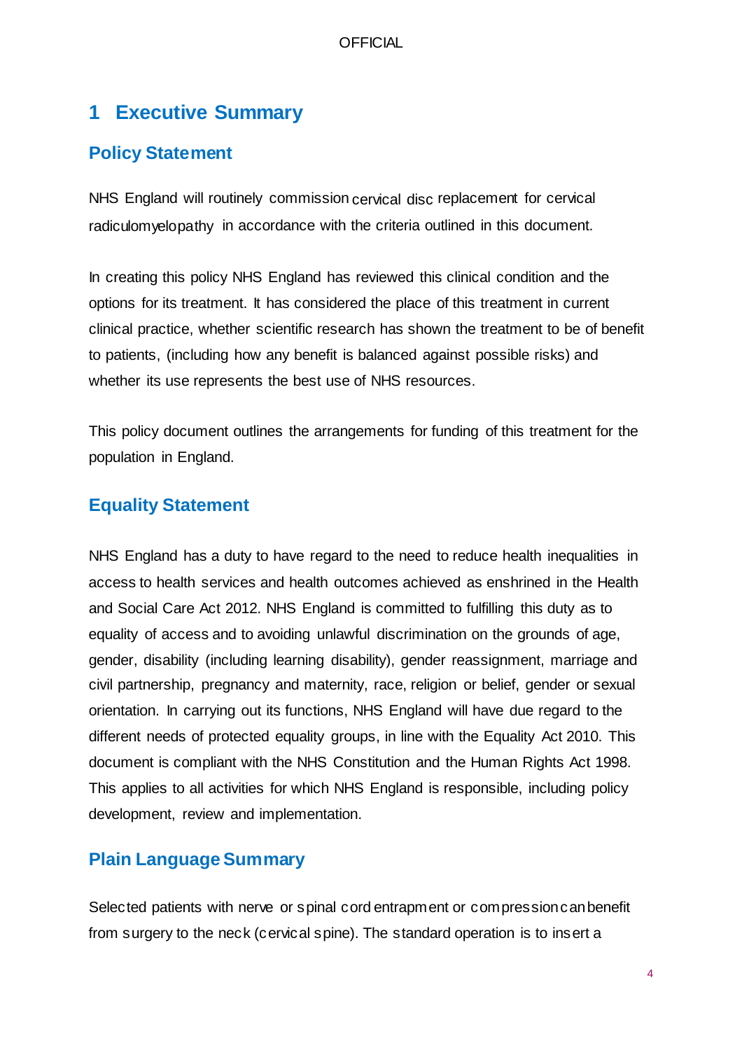# 1 Executive Summary

## Policy Statement

NHS England will routinely commission cervical disc replacement for cervical radiculomyelopathy in accordance with the criteria outlined in this document.

In creating this policy NHS England has reviewed this clinical condition and the options for its treatment. It has considered the place of this treatment in current clinical practice, whether scientific research has shown the treatment to be of benefit to patients, (including how any benefit is balanced against possible risks) and whether its use represents the best use of NHS resources.

This policy document outlines the arrangements for funding of this treatment for the population in England.

## Equality Statement

NHS England has a duty to have regard to the need to reduce health inequalities in access to health services and health outcomes achieved as enshrined in the Health and Social Care Act 2012. NHS England is committed to fulfilling this duty as to equality of access and to avoiding unlawful discrimination on the grounds of age, gender, disability (including learning disability), gender reassignment, marriage and civil partnership, pregnancy and maternity, race, religion or belief, gender or sexual orientation. In carrying out its functions, NHS England will have due regard to the different needs of protected equality groups, in line with the Equality Act 2010. This document is compliant with the NHS Constitution and the Human Rights Act 1998. This applies to all activities for which NHS England is responsible, including policy development, review and implementation.

## Plain Language Summary

Selected patients with nerve or spinal cord entrapment or compression can benefit from surgery to the neck (cervical spine). The standard operation is to insert a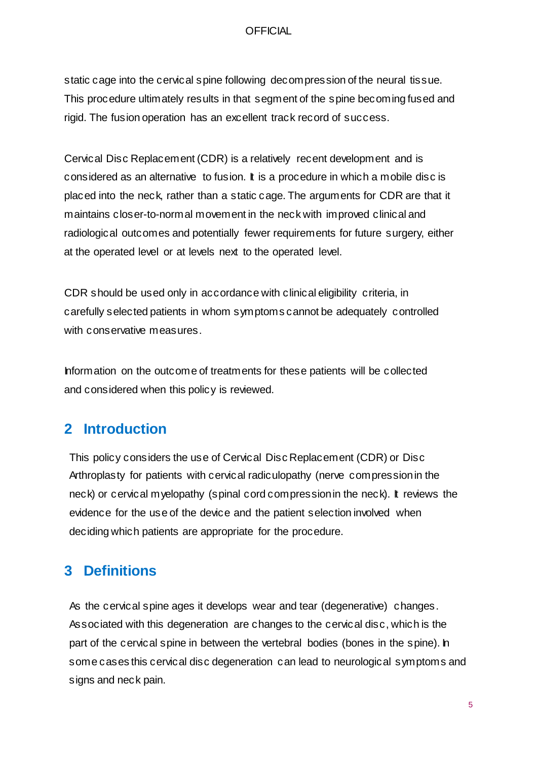static cage into the cervical spine following decompression of the neural tissue. This procedure ultimately results in that segment of the spine becoming fused and rigid. The fusion operation has an excellent track record of success.

Cervical Disc Replacement (CDR) is a relatively recent development and is considered as an alternative to fusion. It is a procedure in which a mobile disc is placed into the neck, rather than a static cage. The arguments for CDR are that it maintains closer-to-normal movement in the neck with improved clinical and radiological outcomes and potentially fewer requirements for future surgery, either at the operated level or at levels next to the operated level.

CDR should be used only in accordance with clinical eligibility criteria, in carefully selected patients in whom symptoms cannot be adequately controlled with conservative measures.

Information on the outcome of treatments for these patients will be collected and considered when this policy is reviewed.

## 2 Introduction

This policy considers the use of Cervical Disc Replacement (CDR) or Disc Arthroplasty for patients with cervical radiculopathy (nerve compression in the neck) or cervical myelopathy (spinal cord compression in the neck). It reviews the evidence for the use of the device and the patient selection involved when deciding which patients are appropriate for the procedure.

## 3 Definitions

As the cervical spine ages it develops wear and tear (degenerative) changes. Associated with this degeneration are changes to the cervical disc, which is the part of the cervical spine in between the vertebral bodies (bones in the spine). In some cases this cervical disc degeneration can lead to neurological symptoms and signs and neck pain.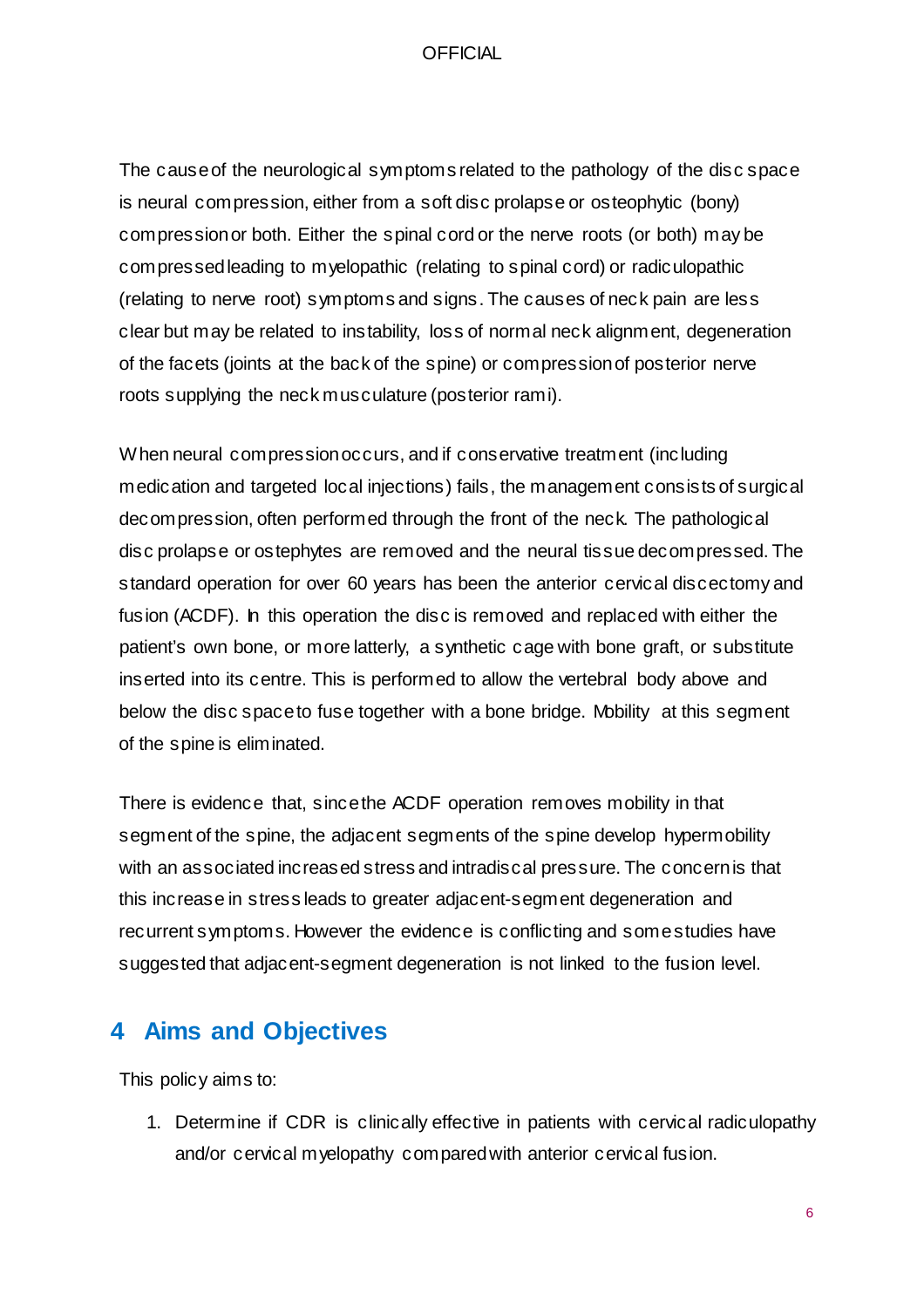The cause of the neurological symptoms related to the pathology of the disc space is neural compression, either from a soft disc prolapse or osteophytic (bony) compression or both. Either the spinal cord or the nerve roots (or both) may be compressed leading to myelopathic (relating to spinal cord) or radiculopathic (relating to nerve root) symptoms and signs. The causes of neck pain are less clear but may be related to instability, loss of normal neck alignment, degeneration of the facets (joints at the back of the spine) or compression of posterior nerve roots supplying the neck musculature (posterior rami).

When neural compression occurs, and if conservative treatment (including medication and targeted local injections) fails, the management consists of surgical decompression, often performed through the front of the neck. The pathological disc prolapse or ostephytes are removed and the neural tissue decompressed. The standard operation for over 60 years has been the anterior cervical discectomy and fusion (ACDF). In this operation the disc is removed and replaced with either the patient's own bone, or more latterly, a synthetic cage with bone graft, or substitute inserted into its centre. This is performed to allow the vertebral body above and below the disc space to fuse together with a bone bridge. Mobility at this segment of the spine is eliminated.

There is evidence that, since the ACDF operation removes mobility in that segment of the spine, the adjacent segments of the spine develop hypermobility with an associated increased stress and intradiscal pressure. The concern is that this increase in stress leads to greater adjacent-segment degeneration and recurrent symptoms. However the evidence is conflicting and some studies have suggested that adjacent-segment degeneration is not linked to the fusion level.

## 4 Aims and Objectives

This policy aims to:

1. Determine if CDR is clinically effective in patients with cervical radiculopathy and/or cervical myelopathy compared with anterior cervical fusion.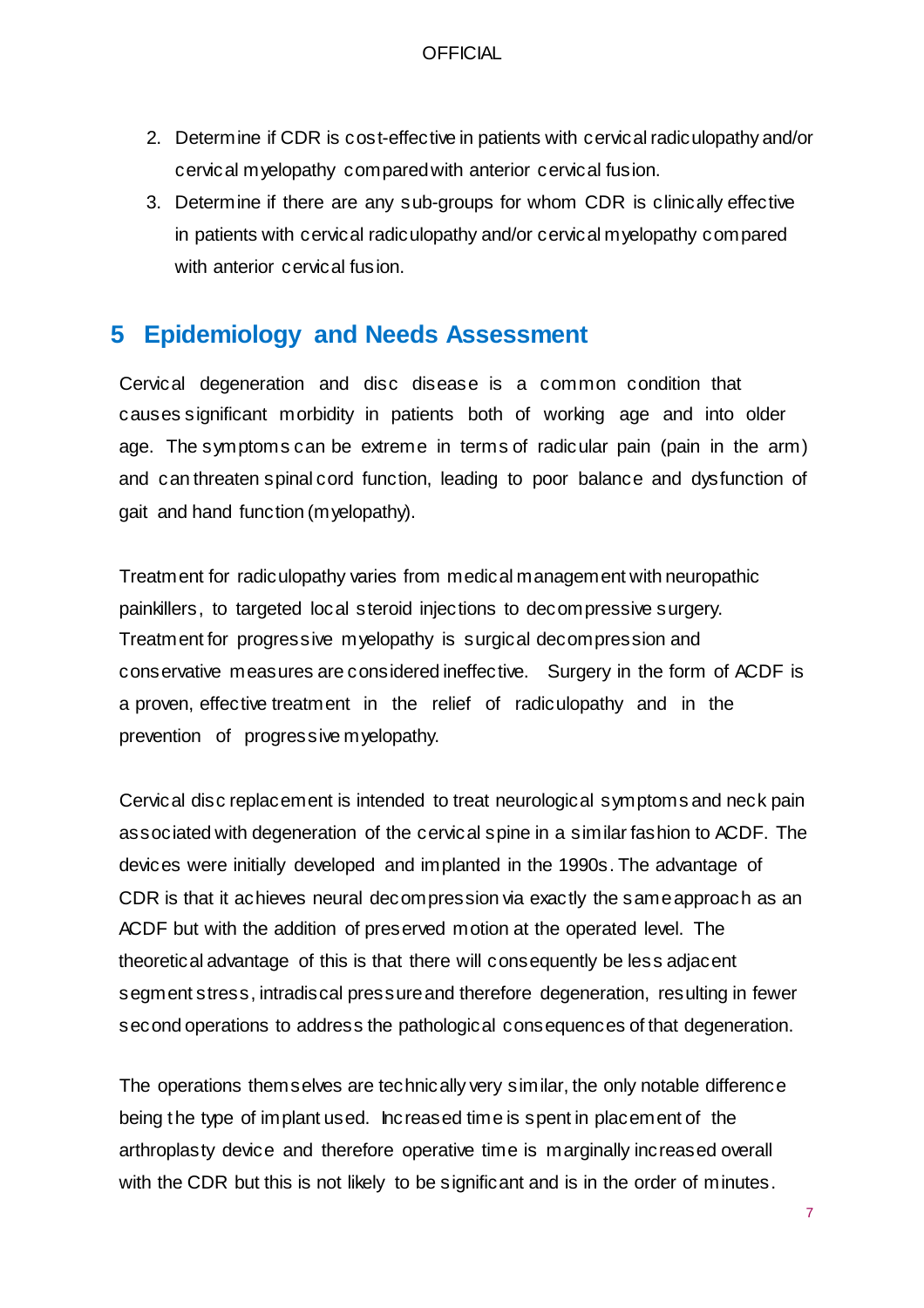2. Determine if CDR is cost-effective in patients with cervical radiculopathy and/or cervical myelopathy compared with anterior cervical fusion.
3. Determine if there are any sub-groups for whom CDR is clinically effective in patients with cervical radiculopathy and/or cervical myelopathy compared with anterior cervical fusion.

# 5 Epidemiology and Needs Assessment

Cervical degeneration and disc disease is a common condition that causes significant morbidity in patients both of working age and into older age. The symptoms can be extreme in terms of radicular pain (pain in the arm) and can threaten spinal cord function, leading to poor balance and dysfunction of gait and hand function (myelopathy).

Treatment for radiculopathy varies from medical management with neuropathic painkillers, to targeted local steroid injections to decompressive surgery. Treatment for progressive myelopathy is surgical decompression and conservative measures are considered ineffective. Surgery in the form of ACDF is a proven, effective treatment in the relief of radiculopathy and in the prevention of progressive myelopathy.

Cervical disc replacement is intended to treat neurological symptoms and neck pain associated with degeneration of the cervical spine in a similar fashion to ACDF. The devices were initially developed and implanted in the 1990s. The advantage of CDR is that it achieves neural decompression via exactly the same approach as an ACDF but with the addition of preserved motion at the operated level. The theoretical advantage of this is that there will consequently be less adjacent segment stress, intradiscal pressure and therefore degeneration, resulting in fewer second operations to address the pathological consequences of that degeneration.

The operations themselves are technically very similar, the only notable difference being the type of implant used. Increased time is spent in placement of the arthroplasty device and therefore operative time is marginally increased overall with the CDR but this is not likely to be significant and is in the order of minutes.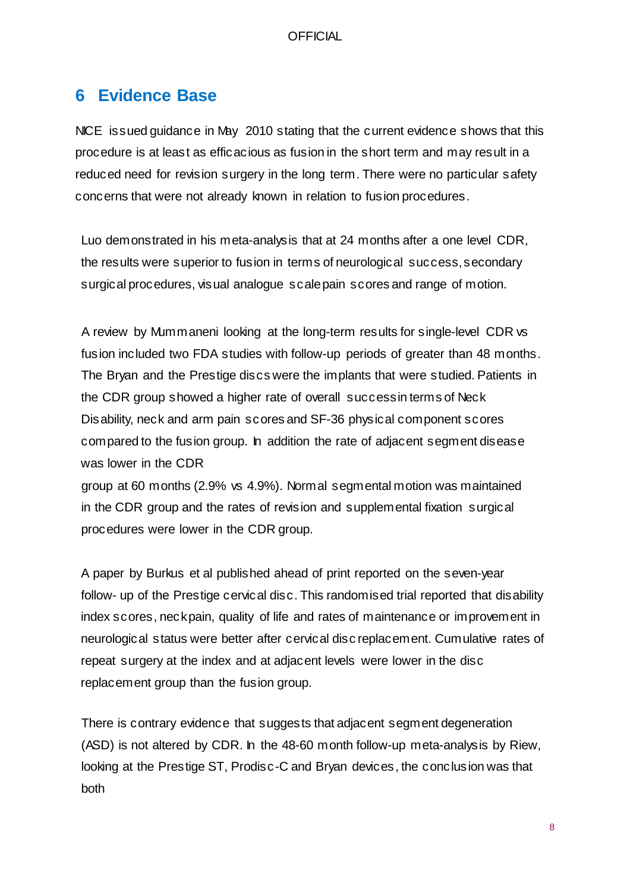## 6 Evidence Base

NICE issued guidance in May 2010 stating that the current evidence shows that this procedure is at least as efficacious as fusion in the short term and may result in a reduced need for revision surgery in the long term. There were no particular safety concerns that were not already known in relation to fusion procedures.

Luo demonstrated in his meta-analysis that at 24 months after a one level CDR, the results were superior to fusion in terms of neurological success, secondary surgical procedures, visual analogue scale pain scores and range of motion.

A review by Mummaneni looking at the long-term results for single-level CDR vs fusion included two FDA studies with follow-up periods of greater than 48 months. The Bryan and the Prestige discs were the implants that were studied. Patients in the CDR group showed a higher rate of overall success in terms of Neck Disability, neck and arm pain scores and SF-36 physical component scores compared to the fusion group. In addition the rate of adjacent segment disease was lower in the CDR group at 60 months (2.9% vs 4.9%). Normal segmental motion was maintained in the CDR group and the rates of revision and supplemental fixation surgical procedures were lower in the CDR group.

A paper by Burkus et al published ahead of print reported on the seven-year follow- up of the Prestige cervical disc. This randomised trial reported that disability index scores, neck pain, quality of life and rates of maintenance or improvement in neurological status were better after cervical disc replacement. Cumulative rates of repeat surgery at the index and at adjacent levels were lower in the disc replacement group than the fusion group.

There is contrary evidence that suggests that adjacent segment degeneration (ASD) is not altered by CDR. In the 48-60 month follow-up meta-analysis by Riew, looking at the Prestige ST, Prodisc-C and Bryan devices, the conclusion was that both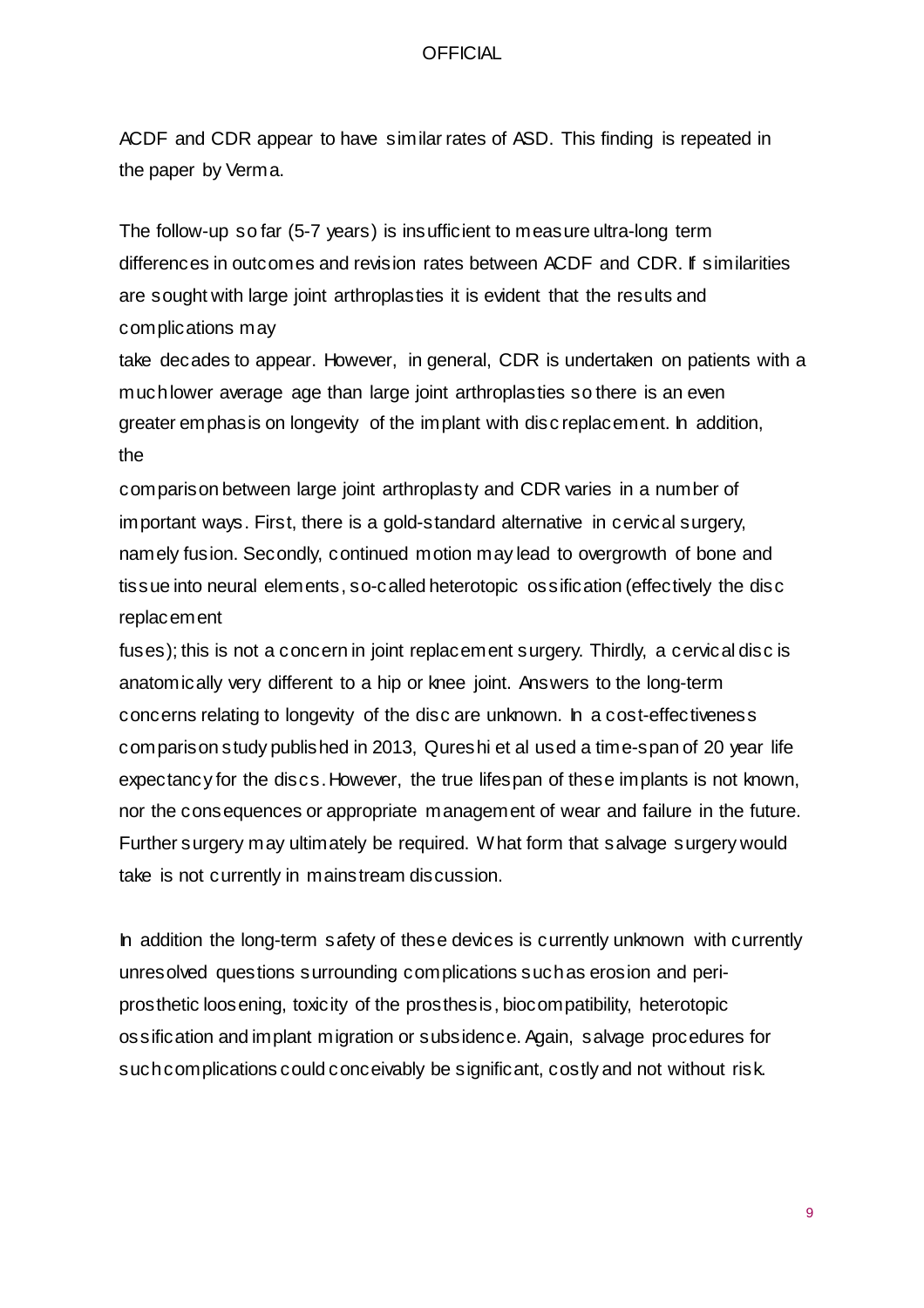ACDF and CDR appear to have similar rates of ASD. This finding is repeated in the paper by Verma.

The follow-up so far (5-7 years) is insufficient to measure ultra-long term differences in outcomes and revision rates between ACDF and CDR. If similarities are sought with large joint arthroplasties it is evident that the results and complications may take decades to appear. However, in general, CDR is undertaken on patients with a much lower average age than large joint arthroplasties so there is an even greater emphasis on longevity of the implant with disc replacement. In addition, the comparison between large joint arthroplasty and CDR varies in a number of important ways. First, there is a gold-standard alternative in cervical surgery, namely fusion. Secondly, continued motion may lead to overgrowth of bone and tissue into neural elements, so-called heterotopic ossification (effectively the disc replacement fuses); this is not a concern in joint replacement surgery. Thirdly, a cervical disc is anatomically very different to a hip or knee joint. Answers to the long-term concerns relating to longevity of the disc are unknown. In a cost-effectiveness comparison study published in 2013, Qureshi et al used a time-span of 20 year life expectancy for the discs. However, the true lifespan of these implants is not known, nor the consequences or appropriate management of wear and failure in the future. Further surgery may ultimately be required. What form that salvage surgery would take is not currently in mainstream discussion.

In addition the long-term safety of these devices is currently unknown with currently unresolved questions surrounding complications such as erosion and peri-prosthetic loosening, toxicity of the prosthesis, biocompatibility, heterotopic ossification and implant migration or subsidence. Again, salvage procedures for such complications could conceivably be significant, costly and not without risk.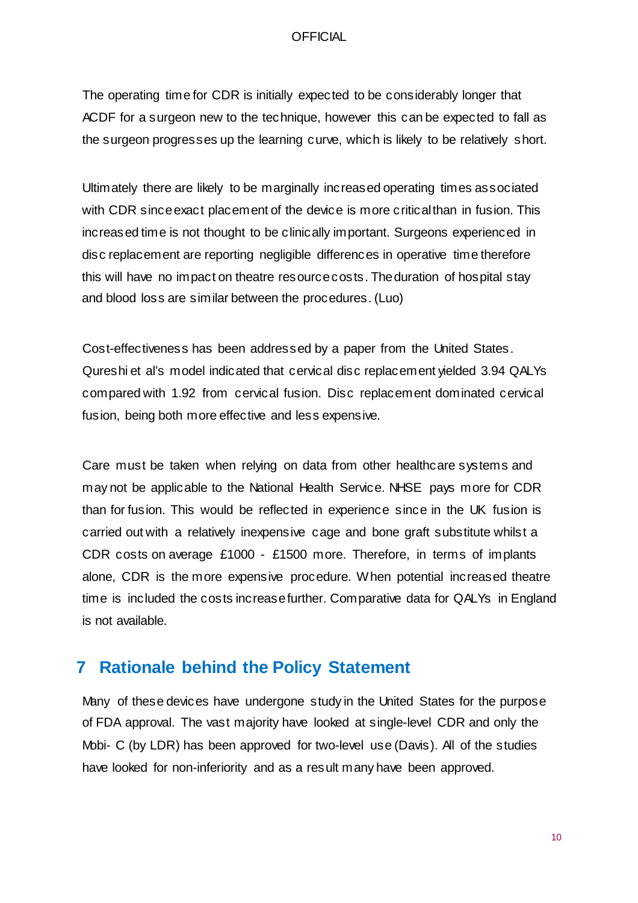The operating time for CDR is initially expected to be considerably longer that ACDF for a surgeon new to the technique, however this can be expected to fall as the surgeon progresses up the learning curve, which is likely to be relatively short.

Ultimately there are likely to be marginally increased operating times associated with CDR since exact placement of the device is more critical than in fusion. This increased time is not thought to be clinically important. Surgeons experienced in disc replacement are reporting negligible differences in operative time therefore this will have no impact on theatre resource costs. The duration of hospital stay and blood loss are similar between the procedures. (Luo)

Cost-effectiveness has been addressed by a paper from the United States. Qureshi et al's model indicated that cervical disc replacement yielded 3.94 QALYs compared with 1.92 from cervical fusion. Disc replacement dominated cervical fusion, being both more effective and less expensive.

Care must be taken when relying on data from other healthcare systems and may not be applicable to the National Health Service. NHSE pays more for CDR than for fusion. This would be reflected in experience since in the UK fusion is carried out with a relatively inexpensive cage and bone graft substitute whilst a CDR costs on average £1000 - £1500 more. Therefore, in terms of implants alone, CDR is the more expensive procedure. When potential increased theatre time is included the costs increase further. Comparative data for QALYs in England is not available.

## 7 Rationale behind the Policy Statement

Many of these devices have undergone study in the United States for the purpose of FDA approval. The vast majority have looked at single-level CDR and only the Mobi- C (by LDR) has been approved for two-level use (Davis). All of the studies have looked for non-inferiority and as a result many have been approved.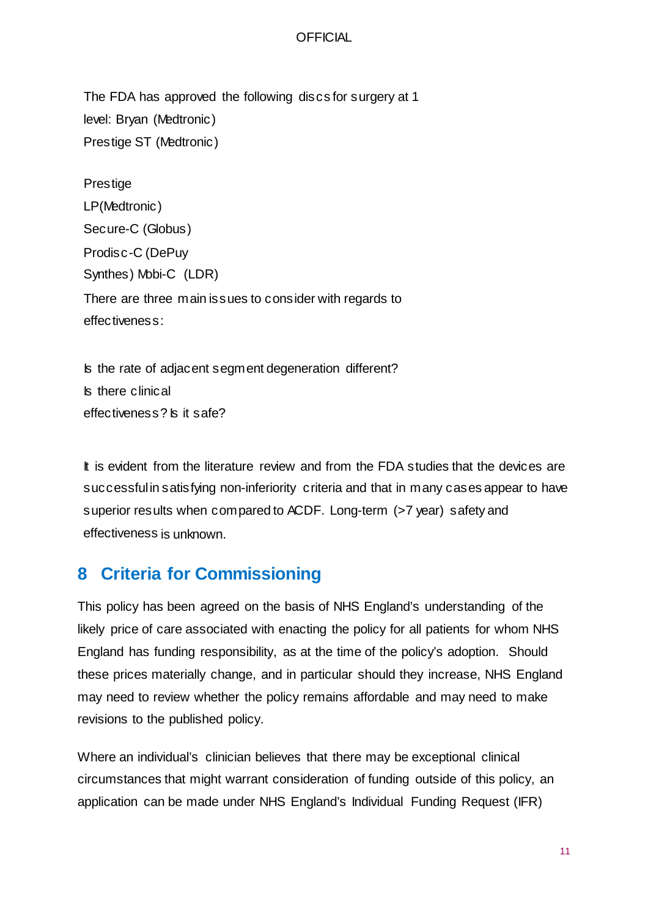The FDA has approved the following discs for surgery at 1 level:

- Bryan (Medtronic)
- Prestige ST (Medtronic)
- Prestige LP(Medtronic)
- Secure-C (Globus)
- Prodisc-C (DePuy Synthes)
- Mobi-C (LDR)

There are three main issues to consider with regards to effectiveness:

- Is the rate of adjacent segment degeneration different?
- Is there clinical effectiveness?
- Is it safe?

It is evident from the literature review and from the FDA studies that the devices are successful in satisfying non-inferiority criteria and that in many cases appear to have superior results when compared to ACDF. Long-term (>7 year) safety and effectiveness is unknown.

## 8 Criteria for Commissioning

This policy has been agreed on the basis of NHS England's understanding of the likely price of care associated with enacting the policy for all patients for whom NHS England has funding responsibility, as at the time of the policy's adoption. Should these prices materially change, and in particular should they increase, NHS England may need to review whether the policy remains affordable and may need to make revisions to the published policy.

Where an individual's clinician believes that there may be exceptional clinical circumstances that might warrant consideration of funding outside of this policy, an application can be made under NHS England's Individual Funding Request (IFR)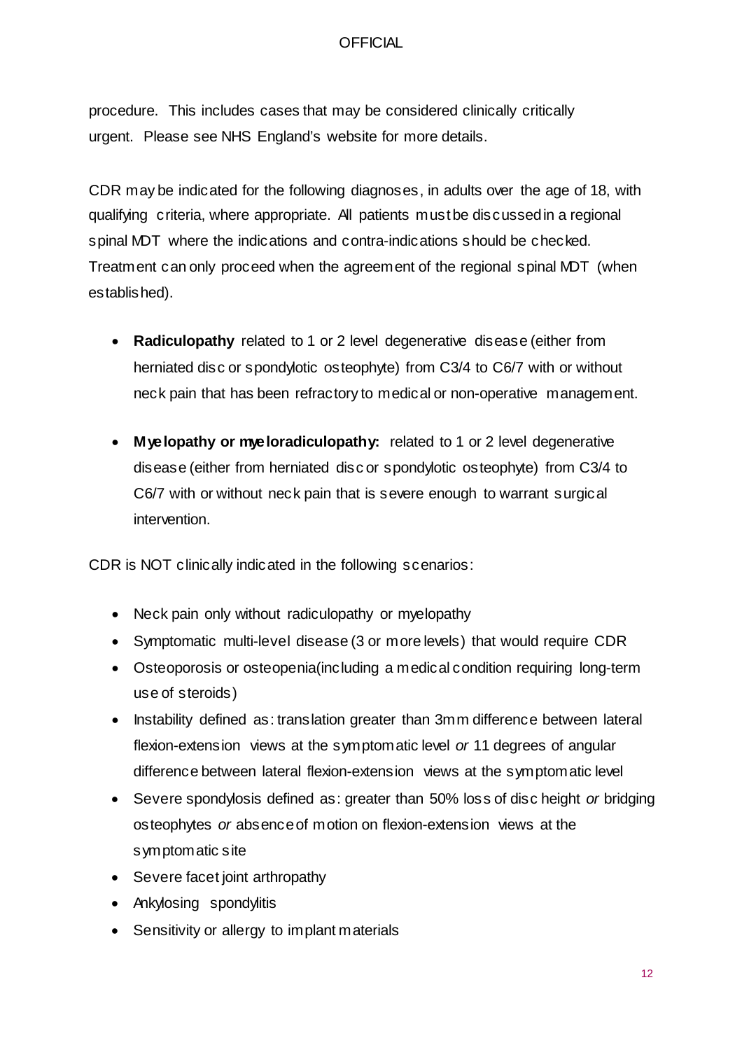procedure. This includes cases that may be considered clinically critically urgent. Please see NHS England's website for more details.

CDR may be indicated for the following diagnoses, in adults over the age of 18, with qualifying criteria, where appropriate. All patients must be discussed in a regional spinal MDT where the indications and contra-indications should be checked. Treatment can only proceed when the agreement of the regional spinal MDT (when established).

- **Radiculopathy** related to 1 or 2 level degenerative disease (either from herniated disc or spondylotic osteophyte) from C3/4 to C6/7 with or without neck pain that has been refractory to medical or non-operative management.

- **Myelopathy or myeloradiculopathy:** related to 1 or 2 level degenerative disease (either from herniated disc or spondylotic osteophyte) from C3/4 to C6/7 with or without neck pain that is severe enough to warrant surgical intervention.

CDR is NOT clinically indicated in the following scenarios:

- Neck pain only without radiculopathy or myelopathy
- Symptomatic multi-level disease (3 or more levels) that would require CDR
- Osteoporosis or osteopenia(including a medical condition requiring long-term use of steroids)
- Instability defined as: translation greater than 3mm difference between lateral flexion-extension views at the symptomatic level *or* 11 degrees of angular difference between lateral flexion-extension views at the symptomatic level
- Severe spondylosis defined as: greater than 50% loss of disc height *or* bridging osteophytes *or* absence of motion on flexion-extension views at the symptomatic site
- Severe facet joint arthropathy
- Ankylosing spondylitis
- Sensitivity or allergy to implant materials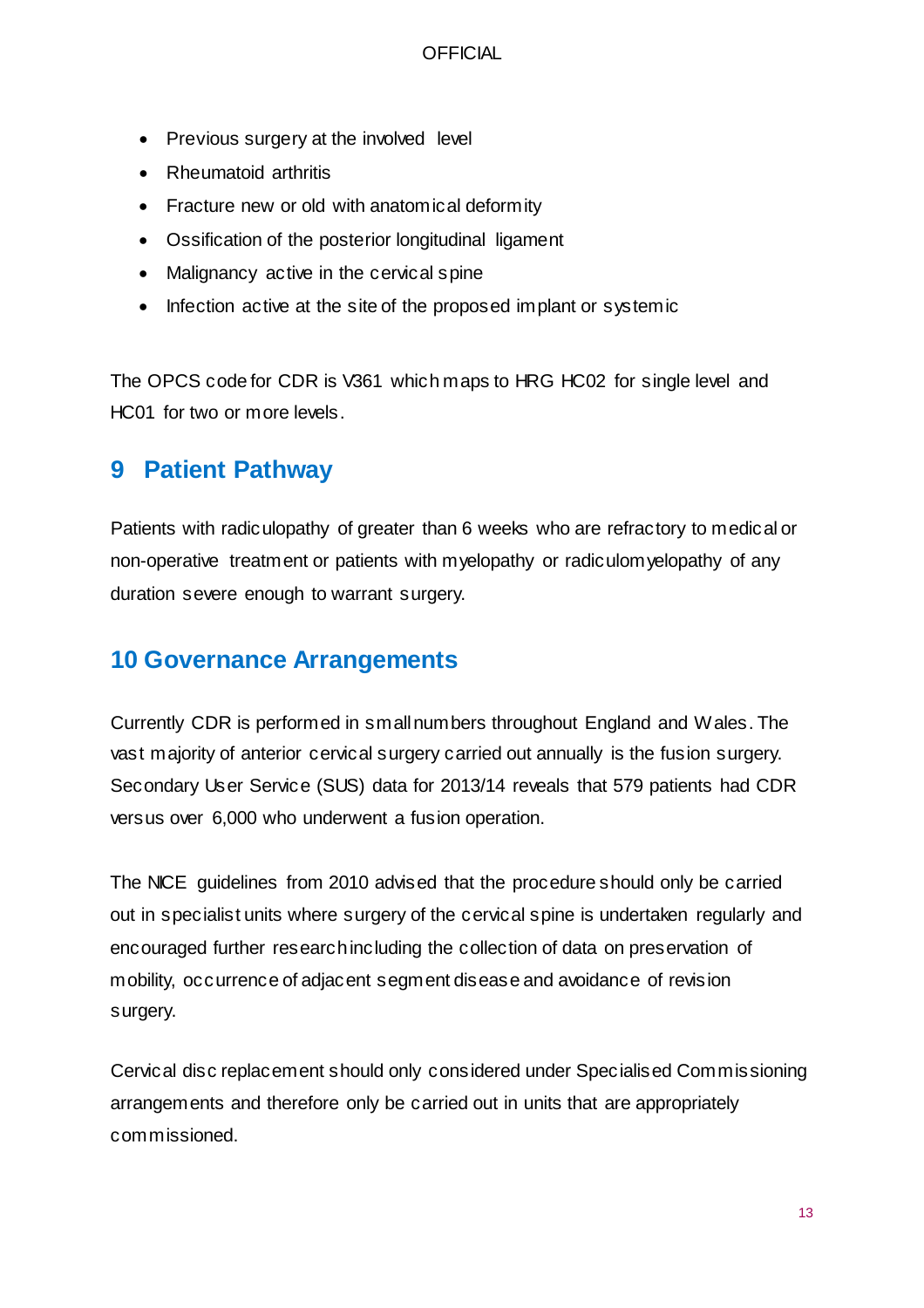- Previous surgery at the involved level
- Rheumatoid arthritis
- Fracture new or old with anatomical deformity
- Ossification of the posterior longitudinal ligament
- Malignancy active in the cervical spine
- Infection active at the site of the proposed implant or systemic

The OPCS code for CDR is V361 which maps to HRG HC02 for single level and HC01 for two or more levels.

## 9 Patient Pathway

Patients with radiculopathy of greater than 6 weeks who are refractory to medical or non-operative treatment or patients with myelopathy or radiculomyelopathy of any duration severe enough to warrant surgery.

## 10 Governance Arrangements

Currently CDR is performed in small numbers throughout England and Wales. The vast majority of anterior cervical surgery carried out annually is the fusion surgery. Secondary User Service (SUS) data for 2013/14 reveals that 579 patients had CDR versus over 6,000 who underwent a fusion operation.

The NICE guidelines from 2010 advised that the procedure should only be carried out in specialist units where surgery of the cervical spine is undertaken regularly and encouraged further research including the collection of data on preservation of mobility, occurrence of adjacent segment disease and avoidance of revision surgery.

Cervical disc replacement should only considered under Specialised Commissioning arrangements and therefore only be carried out in units that are appropriately commissioned.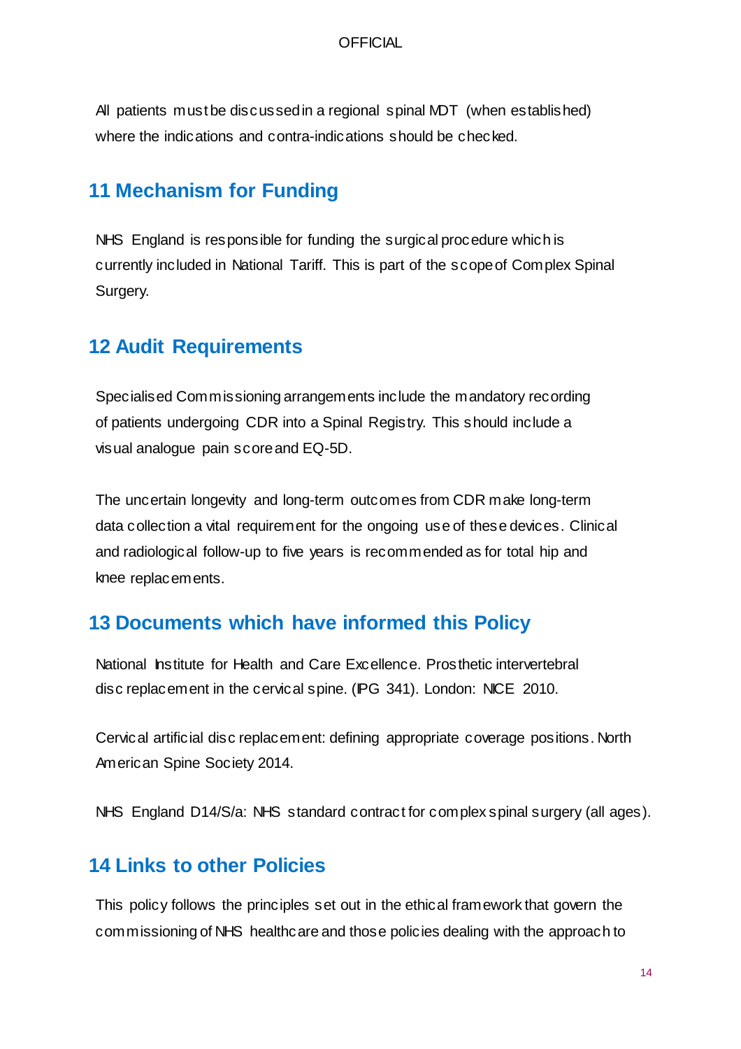All patients must be discussed in a regional spinal MDT (when established) where the indications and contra-indications should be checked.

## 11 Mechanism for Funding

NHS England is responsible for funding the surgical procedure which is currently included in National Tariff. This is part of the scope of Complex Spinal Surgery.

## 12 Audit Requirements

Specialised Commissioning arrangements include the mandatory recording of patients undergoing CDR into a Spinal Registry. This should include a visual analogue pain score and EQ-5D.

The uncertain longevity and long-term outcomes from CDR make long-term data collection a vital requirement for the ongoing use of these devices. Clinical and radiological follow-up to five years is recommended as for total hip and knee replacements.

## 13 Documents which have informed this Policy

National Institute for Health and Care Excellence. Prosthetic intervertebral disc replacement in the cervical spine. (IPG 341). London: NICE 2010.

Cervical artificial disc replacement: defining appropriate coverage positions. North American Spine Society 2014.

NHS England D14/S/a: NHS standard contract for complex spinal surgery (all ages).

## 14 Links to other Policies

This policy follows the principles set out in the ethical framework that govern the commissioning of NHS healthcare and those policies dealing with the approach to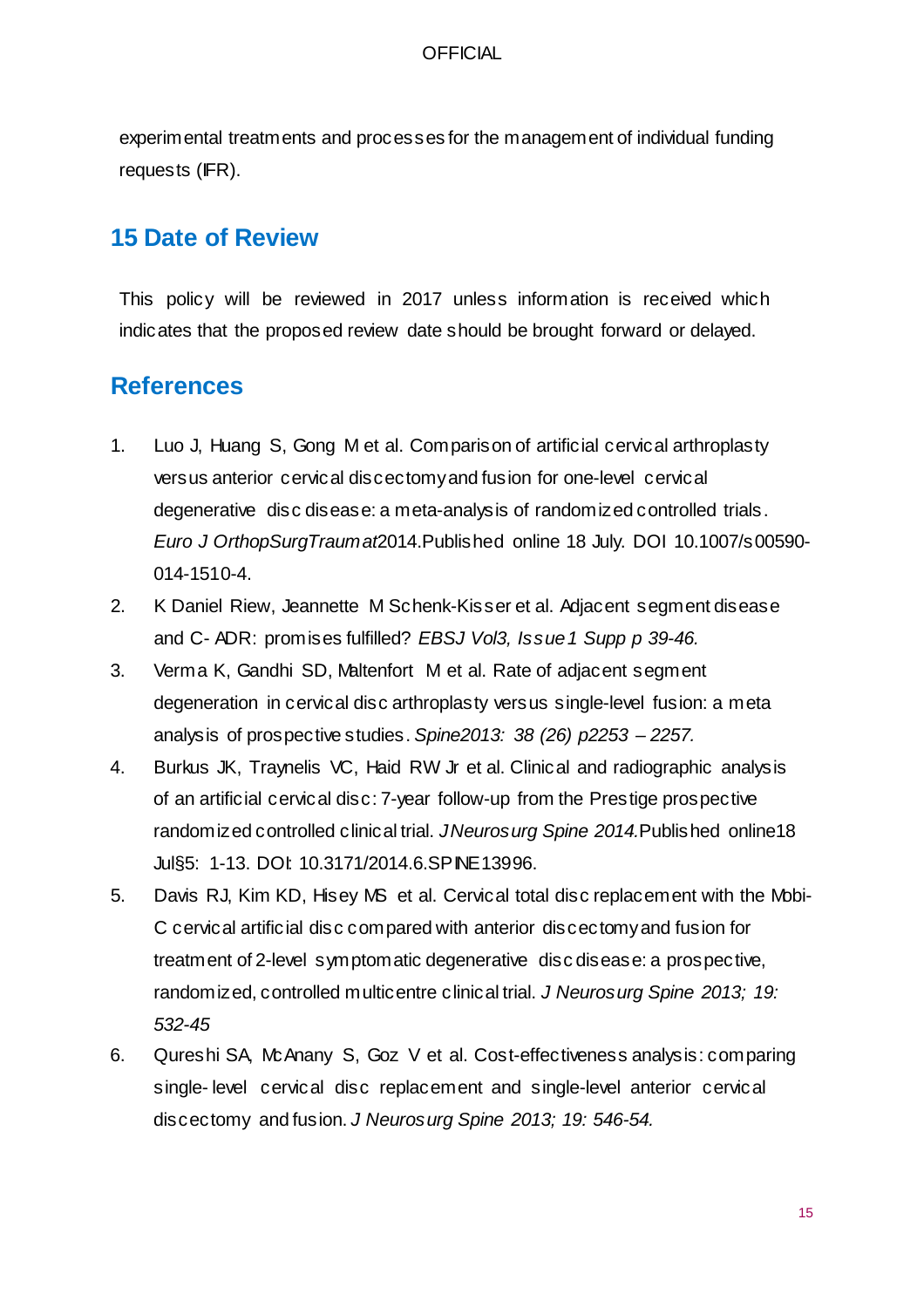experimental treatments and processes for the management of individual funding requests (IFR).

## 15 Date of Review

This policy will be reviewed in 2017 unless information is received which indicates that the proposed review date should be brought forward or delayed.

## References

1. Luo J, Huang S, Gong M et al. Comparison of artificial cervical arthroplasty versus anterior cervical discectomy and fusion for one-level cervical degenerative disc disease: a meta-analysis of randomized controlled trials. *Euro J OrthopSurgTraumat*2014.Published online 18 July. DOI 10.1007/s00590-014-1510-4.
2. K Daniel Riew, Jeannette M Schenk-Kisser et al. Adjacent segment disease and C- ADR: promises fulfilled? *EBSJ Vol3, Issue 1 Supp p 39-46.*
3. Verma K, Gandhi SD, Maltenfort M et al. Rate of adjacent segment degeneration in cervical disc arthroplasty versus single-level fusion: a meta analysis of prospective studies. *Spine2013: 38 (26) p2253 – 2257.*
4. Burkus JK, Traynelis VC, Haid RW Jr et al. Clinical and radiographic analysis of an artificial cervical disc: 7-year follow-up from the Prestige prospective randomized controlled clinical trial. *J Neurosurg Spine 2014.*Published online18 Jul§5: 1-13. DOI: 10.3171/2014.6.SPINE13996.
5. Davis RJ, Kim KD, Hisey MS et al. Cervical total disc replacement with the Mobi-C cervical artificial disc compared with anterior discectomy and fusion for treatment of 2-level symptomatic degenerative disc disease: a prospective, randomized, controlled multicentre clinical trial. *J Neurosurg Spine 2013; 19: 532-45*
6. Qureshi SA, McAnany S, Goz V et al. Cost-effectiveness analysis: comparing single- level cervical disc replacement and single-level anterior cervical discectomy and fusion. *J Neurosurg Spine 2013; 19: 546-54.*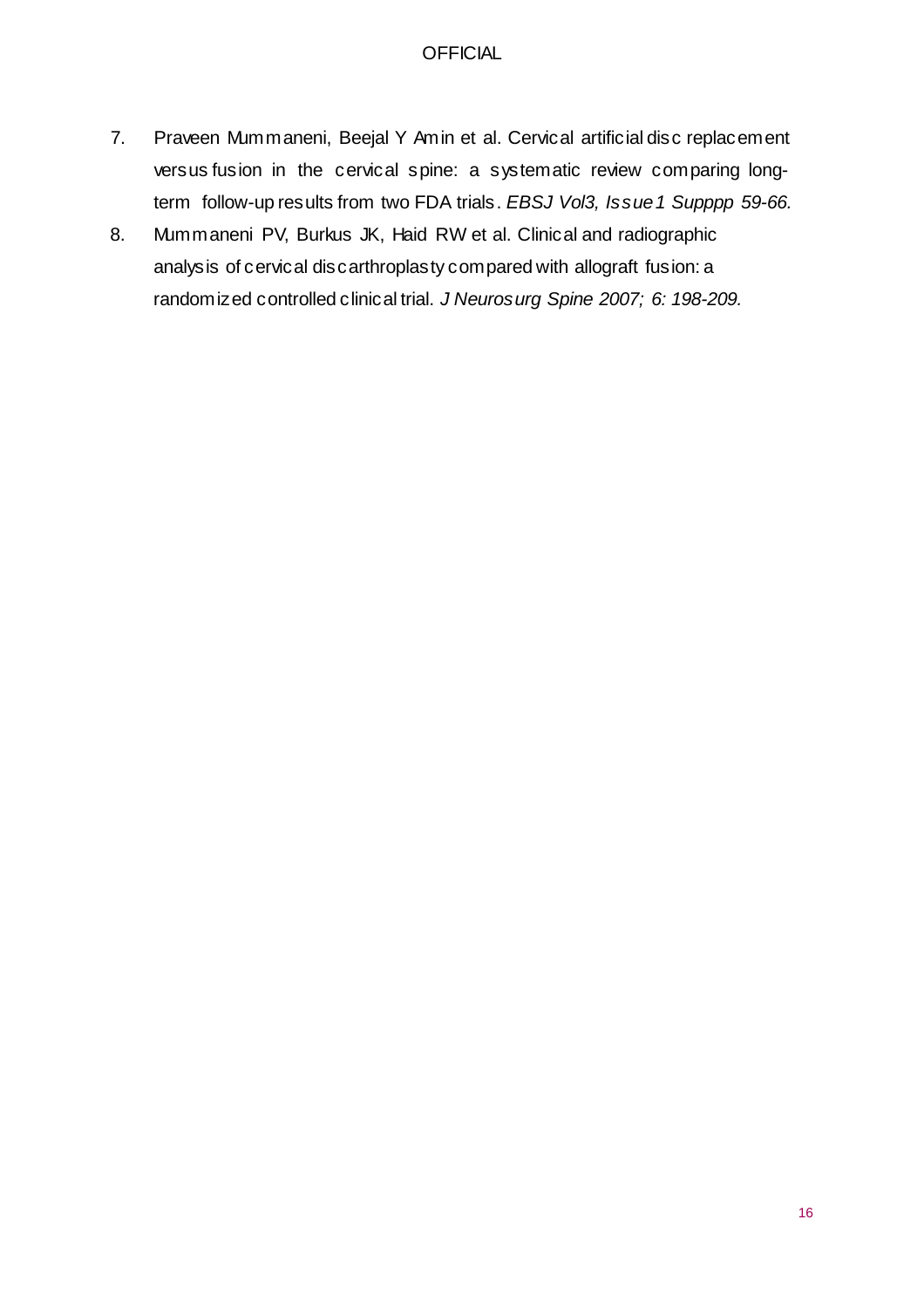7. Praveen Mummaneni, Beejal Y Amin et al. Cervical artificial disc replacement versus fusion in the cervical spine: a systematic review comparing long-term follow-up results from two FDA trials. *EBSJ Vol3, Issue 1 Suppp 59-66.*
8. Mummaneni PV, Burkus JK, Haid RW et al. Clinical and radiographic analysis of cervical disc arthroplasty compared with allograft fusion: a randomized controlled clinical trial. *J Neurosurg Spine 2007; 6: 198-209.*